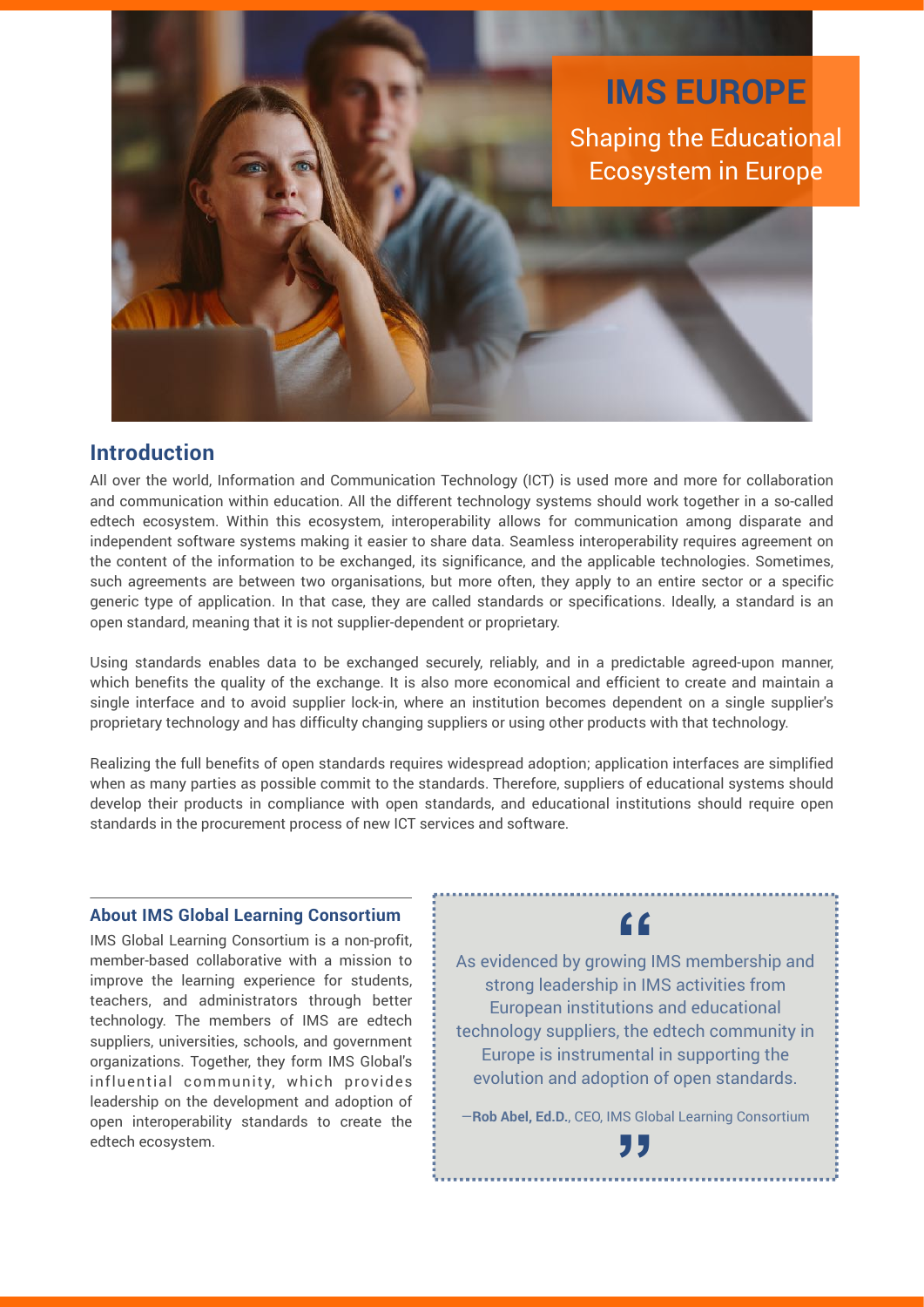# IMS EUROPE

Shaping the Educational Ecosystem in Europe

## Introduction

All over the world, Information and Communication Technology (ICT) is used more and more for collaboration and communication within education. All the different technology systems should work together in a so-called edtech ecosystem. Within this ecosystem, interoperability allows for communication among disparate and independent software systems making it easier to share data. Seamless interoperability requires agreement on the content of the information to be exchanged, its significance, and the applicable technologies. Sometimes, such agreements are between two organisations, but more often, they apply to an entire sector or a specific generic type of application. In that case, they are called standards or specifications. Ideally, a standard is an open standard, meaning that it is not supplier-dependent or proprietary.

Using standards enables data to be exchanged securely, reliably, and in a predictable agreed-upon manner, which benefits the quality of the exchange. It is also more economical and efficient to create and maintain a single interface and to avoid supplier lock-in, where an institution becomes dependent on a single supplier's proprietary technology and has difficulty changing suppliers or using other products with that technology.

Realizing the full benefits of open standards requires widespread adoption; application interfaces are simplified when as many parties as possible commit to the standards. Therefore, suppliers of educational systems should develop their products in compliance with open standards, and educational institutions should require open standards in the procurement process of new ICT services and software.

### About IMS Global Learning Consortium

IMS Global Learning Consortium is a non-profit, member-based collaborative with a mission to improve the learning experience for students, teachers, and administrators through better technology. The members of IMS are edtech suppliers, universities, schools, and government organizations. Together, they form IMS Global's influential community, which provides leadership on the development and adoption of open interoperability standards to create the edtech ecosystem.

> "As evidenced by growing IMS membership and strong leadership in IMS activities from European institutions and educational technology suppliers, the edtech community in Europe is instrumental in supporting the evolution and adoption of open standards."
>
> —**Rob Abel, Ed.D.**, CEO, IMS Global Learning Consortium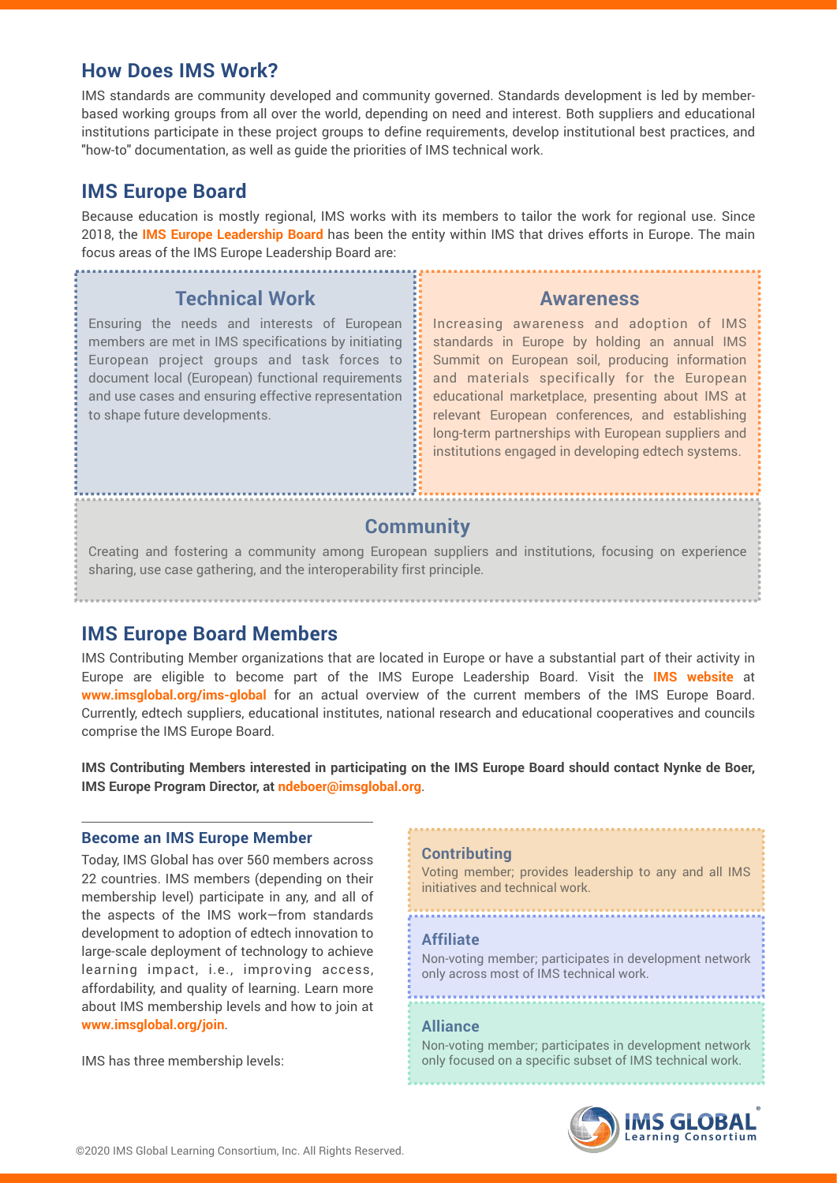## How Does IMS Work?

IMS standards are community developed and community governed. Standards development is led by member-based working groups from all over the world, depending on need and interest. Both suppliers and educational institutions participate in these project groups to define requirements, develop institutional best practices, and "how-to" documentation, as well as guide the priorities of IMS technical work.

## IMS Europe Board

Because education is mostly regional, IMS works with its members to tailor the work for regional use. Since 2018, the **IMS Europe Leadership Board** has been the entity within IMS that drives efforts in Europe. The main focus areas of the IMS Europe Leadership Board are:

### Technical Work

Ensuring the needs and interests of European members are met in IMS specifications by initiating European project groups and task forces to document local (European) functional requirements and use cases and ensuring effective representation to shape future developments.

### Awareness

Increasing awareness and adoption of IMS standards in Europe by holding an annual IMS Summit on European soil, producing information and materials specifically for the European educational marketplace, presenting about IMS at relevant European conferences, and establishing long-term partnerships with European suppliers and institutions engaged in developing edtech systems.

### Community

Creating and fostering a community among European suppliers and institutions, focusing on experience sharing, use case gathering, and the interoperability first principle.

## IMS Europe Board Members

IMS Contributing Member organizations that are located in Europe or have a substantial part of their activity in Europe are eligible to become part of the IMS Europe Leadership Board. Visit the **IMS website** at **www.imsglobal.org/ims-global** for an actual overview of the current members of the IMS Europe Board. Currently, edtech suppliers, educational institutes, national research and educational cooperatives and councils comprise the IMS Europe Board.

**IMS Contributing Members interested in participating on the IMS Europe Board should contact Nynke de Boer, IMS Europe Program Director, at ndeboer@imsglobal.org**.

### Become an IMS Europe Member

Today, IMS Global has over 560 members across 22 countries. IMS members (depending on their membership level) participate in any, and all of the aspects of the IMS work—from standards development to adoption of edtech innovation to large-scale deployment of technology to achieve learning impact, i.e., improving access, affordability, and quality of learning. Learn more about IMS membership levels and how to join at **www.imsglobal.org/join**.

IMS has three membership levels:

**Contributing**
Voting member; provides leadership to any and all IMS initiatives and technical work.

**Affiliate**
Non-voting member; participates in development network only across most of IMS technical work.

**Alliance**
Non-voting member; participates in development network only focused on a specific subset of IMS technical work.

©2020 IMS Global Learning Consortium, Inc. All Rights Reserved.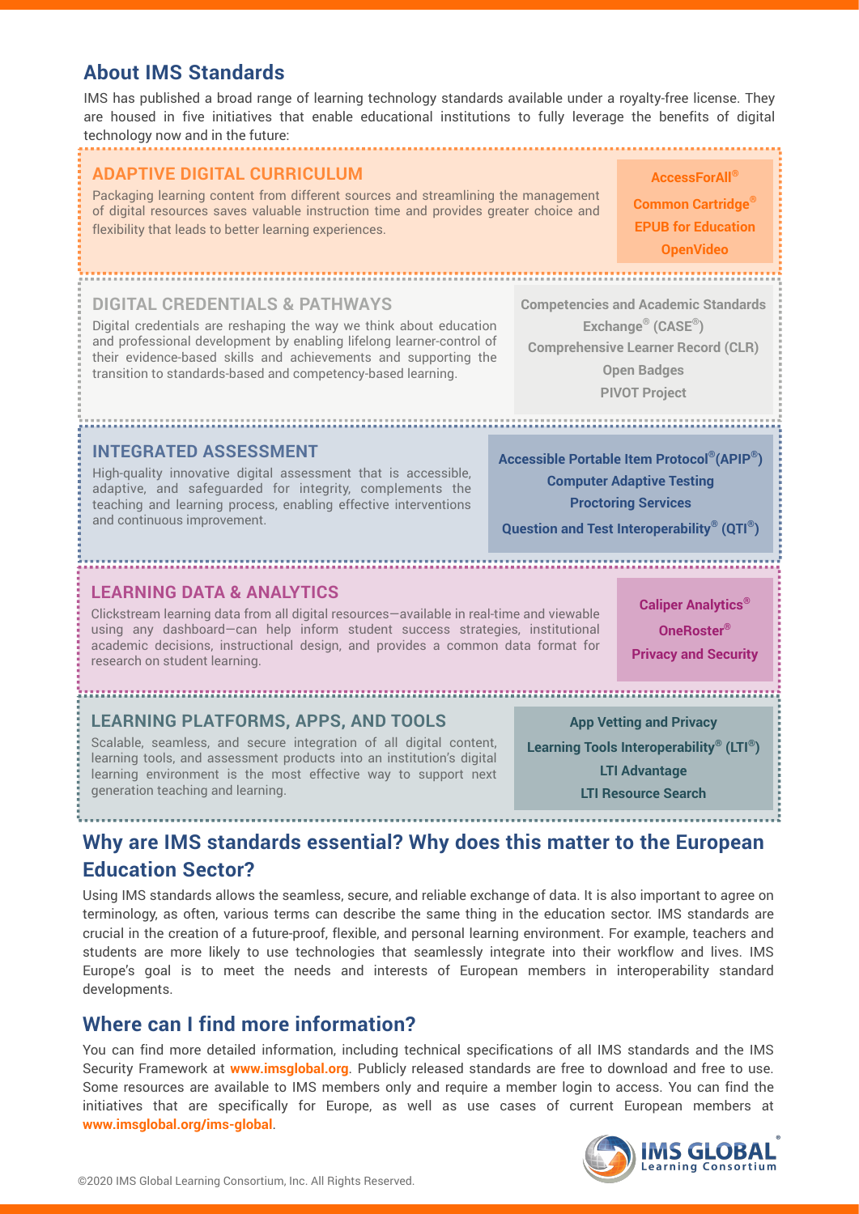## About IMS Standards

IMS has published a broad range of learning technology standards available under a royalty-free license. They are housed in five initiatives that enable educational institutions to fully leverage the benefits of digital technology now and in the future:

### ADAPTIVE DIGITAL CURRICULUM

Packaging learning content from different sources and streamlining the management of digital resources saves valuable instruction time and provides greater choice and flexibility that leads to better learning experiences.

**AccessForAll®**
**Common Cartridge®**
**EPUB for Education**
**OpenVideo**

### DIGITAL CREDENTIALS & PATHWAYS

Digital credentials are reshaping the way we think about education and professional development by enabling lifelong learner-control of their evidence-based skills and achievements and supporting the transition to standards-based and competency-based learning.

**Competencies and Academic Standards Exchange® (CASE®)**
**Comprehensive Learner Record (CLR)**
**Open Badges**
**PIVOT Project**

### INTEGRATED ASSESSMENT

High-quality innovative digital assessment that is accessible, adaptive, and safeguarded for integrity, complements the teaching and learning process, enabling effective interventions and continuous improvement.

**Accessible Portable Item Protocol®(APIP®)**
**Computer Adaptive Testing**
**Proctoring Services**
**Question and Test Interoperability® (QTI®)**

### LEARNING DATA & ANALYTICS

Clickstream learning data from all digital resources—available in real-time and viewable using any dashboard—can help inform student success strategies, institutional academic decisions, instructional design, and provides a common data format for research on student learning.

**Caliper Analytics®**
**OneRoster®**
**Privacy and Security**

### LEARNING PLATFORMS, APPS, AND TOOLS

Scalable, seamless, and secure integration of all digital content, learning tools, and assessment products into an institution's digital learning environment is the most effective way to support next generation teaching and learning.

**App Vetting and Privacy**
**Learning Tools Interoperability® (LTI®)**
**LTI Advantage**
**LTI Resource Search**

## Why are IMS standards essential? Why does this matter to the European Education Sector?

Using IMS standards allows the seamless, secure, and reliable exchange of data. It is also important to agree on terminology, as often, various terms can describe the same thing in the education sector. IMS standards are crucial in the creation of a future-proof, flexible, and personal learning environment. For example, teachers and students are more likely to use technologies that seamlessly integrate into their workflow and lives. IMS Europe's goal is to meet the needs and interests of European members in interoperability standard developments.

## Where can I find more information?

You can find more detailed information, including technical specifications of all IMS standards and the IMS Security Framework at **www.imsglobal.org**. Publicly released standards are free to download and free to use. Some resources are available to IMS members only and require a member login to access. You can find the initiatives that are specifically for Europe, as well as use cases of current European members at **www.imsglobal.org/ims-global**.

IMS GLOBAL Learning Consortium

©2020 IMS Global Learning Consortium, Inc. All Rights Reserved.